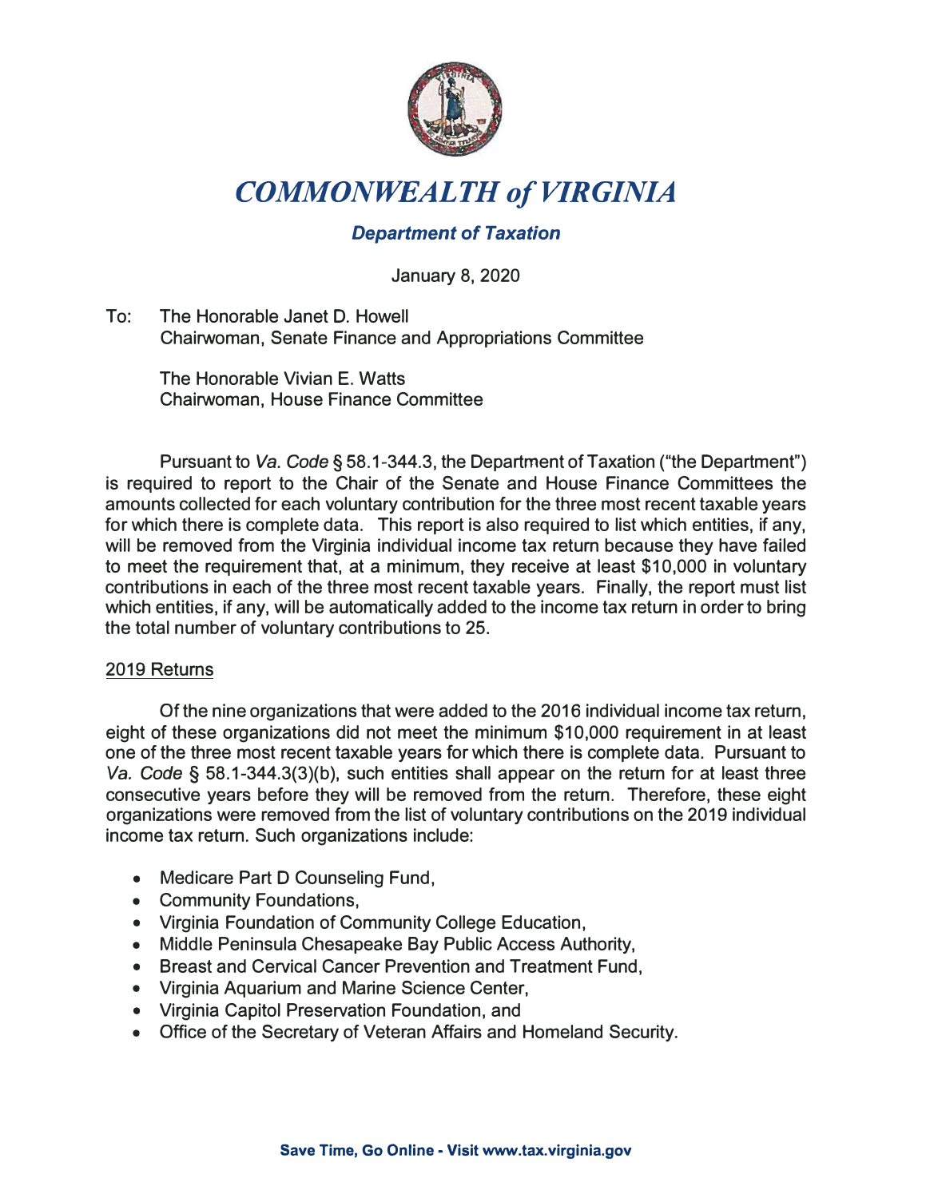# *COMMONWEALTH of VIRGINIA*

## *Department of Taxation*

January 8, 2020

To: The Honorable Janet D. Howell
Chairwoman, Senate Finance and Appropriations Committee

The Honorable Vivian E. Watts
Chairwoman, House Finance Committee

Pursuant to *Va. Code* § 58.1-344.3, the Department of Taxation ("the Department") is required to report to the Chair of the Senate and House Finance Committees the amounts collected for each voluntary contribution for the three most recent taxable years for which there is complete data. This report is also required to list which entities, if any, will be removed from the Virginia individual income tax return because they have failed to meet the requirement that, at a minimum, they receive at least $10,000 in voluntary contributions in each of the three most recent taxable years. Finally, the report must list which entities, if any, will be automatically added to the income tax return in order to bring the total number of voluntary contributions to 25.

<u>2019 Returns</u>

Of the nine organizations that were added to the 2016 individual income tax return, eight of these organizations did not meet the minimum $10,000 requirement in at least one of the three most recent taxable years for which there is complete data. Pursuant to *Va. Code* § 58.1-344.3(3)(b), such entities shall appear on the return for at least three consecutive years before they will be removed from the return. Therefore, these eight organizations were removed from the list of voluntary contributions on the 2019 individual income tax return. Such organizations include:

- Medicare Part D Counseling Fund,
- Community Foundations,
- Virginia Foundation of Community College Education,
- Middle Peninsula Chesapeake Bay Public Access Authority,
- Breast and Cervical Cancer Prevention and Treatment Fund,
- Virginia Aquarium and Marine Science Center,
- Virginia Capitol Preservation Foundation, and
- Office of the Secretary of Veteran Affairs and Homeland Security.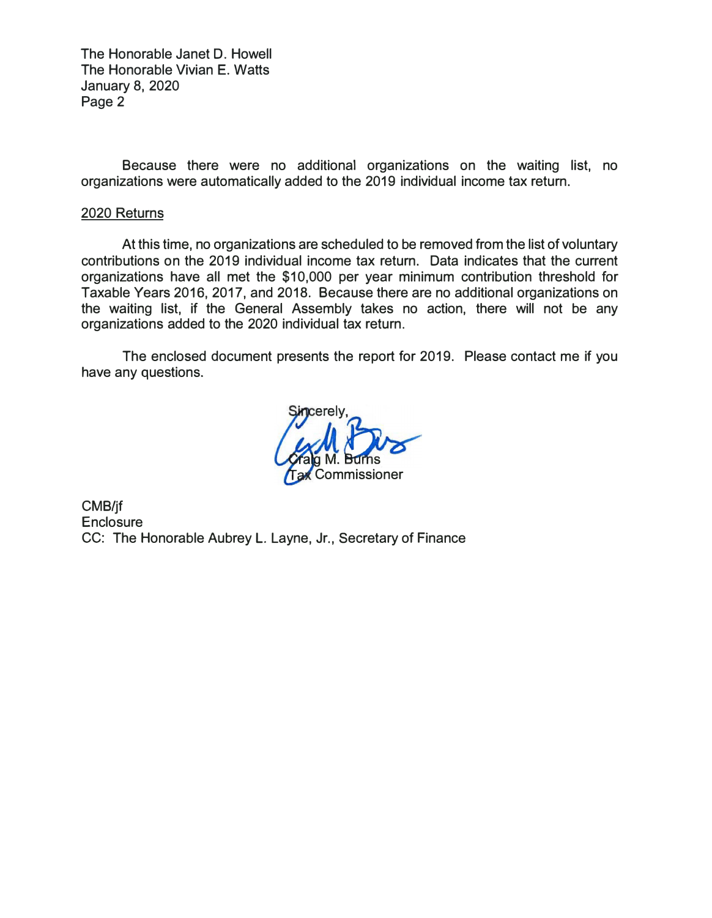Because there were no additional organizations on the waiting list, no organizations were automatically added to the 2019 individual income tax return.

2020 Returns

At this time, no organizations are scheduled to be removed from the list of voluntary contributions on the 2019 individual income tax return. Data indicates that the current organizations have all met the $10,000 per year minimum contribution threshold for Taxable Years 2016, 2017, and 2018. Because there are no additional organizations on the waiting list, if the General Assembly takes no action, there will not be any organizations added to the 2020 individual tax return.

The enclosed document presents the report for 2019. Please contact me if you have any questions.

Sincerely,

Craig M. Burns
Tax Commissioner

CMB/jf
Enclosure
CC: The Honorable Aubrey L. Layne, Jr., Secretary of Finance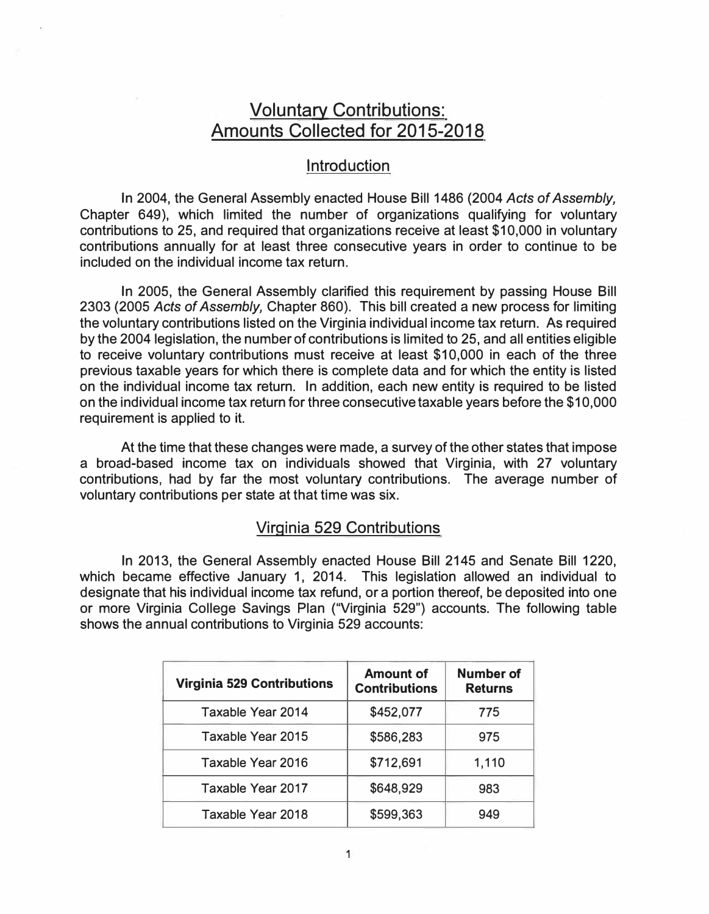# Voluntary Contributions: Amounts Collected for 2015-2018

## Introduction

In 2004, the General Assembly enacted House Bill 1486 (2004 *Acts of Assembly*, Chapter 649), which limited the number of organizations qualifying for voluntary contributions to 25, and required that organizations receive at least $10,000 in voluntary contributions annually for at least three consecutive years in order to continue to be included on the individual income tax return.

In 2005, the General Assembly clarified this requirement by passing House Bill 2303 (2005 *Acts of Assembly*, Chapter 860). This bill created a new process for limiting the voluntary contributions listed on the Virginia individual income tax return. As required by the 2004 legislation, the number of contributions is limited to 25, and all entities eligible to receive voluntary contributions must receive at least $10,000 in each of the three previous taxable years for which there is complete data and for which the entity is listed on the individual income tax return. In addition, each new entity is required to be listed on the individual income tax return for three consecutive taxable years before the $10,000 requirement is applied to it.

At the time that these changes were made, a survey of the other states that impose a broad-based income tax on individuals showed that Virginia, with 27 voluntary contributions, had by far the most voluntary contributions. The average number of voluntary contributions per state at that time was six.

## Virginia 529 Contributions

In 2013, the General Assembly enacted House Bill 2145 and Senate Bill 1220, which became effective January 1, 2014. This legislation allowed an individual to designate that his individual income tax refund, or a portion thereof, be deposited into one or more Virginia College Savings Plan ("Virginia 529") accounts. The following table shows the annual contributions to Virginia 529 accounts:

| Virginia 529 Contributions | Amount of Contributions | Number of Returns |
|---|---|---|
| Taxable Year 2014 | $452,077 | 775 |
| Taxable Year 2015 | $586,283 | 975 |
| Taxable Year 2016 | $712,691 | 1,110 |
| Taxable Year 2017 | $648,929 | 983 |
| Taxable Year 2018 | $599,363 | 949 |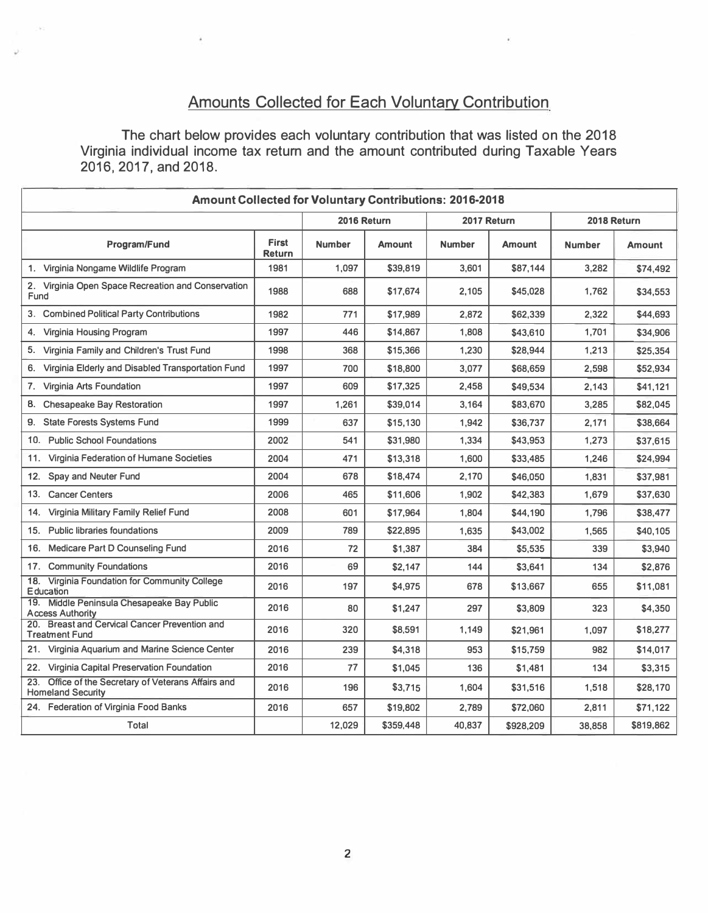## Amounts Collected for Each Voluntary Contribution

The chart below provides each voluntary contribution that was listed on the 2018 Virginia individual income tax return and the amount contributed during Taxable Years 2016, 2017, and 2018.

| Amount Collected for Voluntary Contributions: 2016-2018 | | | | | | | |
|---|---|---|---|---|---|---|---|
| | | 2016 Return | | 2017 Return | | 2018 Return | |
| Program/Fund | First Return | Number | Amount | Number | Amount | Number | Amount |
| 1. Virginia Nongame Wildlife Program | 1981 | 1,097 | $39,819 | 3,601 | $87,144 | 3,282 | $74,492 |
| 2. Virginia Open Space Recreation and Conservation Fund | 1988 | 688 | $17,674 | 2,105 | $45,028 | 1,762 | $34,553 |
| 3. Combined Political Party Contributions | 1982 | 771 | $17,989 | 2,872 | $62,339 | 2,322 | $44,693 |
| 4. Virginia Housing Program | 1997 | 446 | $14,867 | 1,808 | $43,610 | 1,701 | $34,906 |
| 5. Virginia Family and Children's Trust Fund | 1998 | 368 | $15,366 | 1,230 | $28,944 | 1,213 | $25,354 |
| 6. Virginia Elderly and Disabled Transportation Fund | 1997 | 700 | $18,800 | 3,077 | $68,659 | 2,598 | $52,934 |
| 7. Virginia Arts Foundation | 1997 | 609 | $17,325 | 2,458 | $49,534 | 2,143 | $41,121 |
| 8. Chesapeake Bay Restoration | 1997 | 1,261 | $39,014 | 3,164 | $83,670 | 3,285 | $82,045 |
| 9. State Forests Systems Fund | 1999 | 637 | $15,130 | 1,942 | $36,737 | 2,171 | $38,664 |
| 10. Public School Foundations | 2002 | 541 | $31,980 | 1,334 | $43,953 | 1,273 | $37,615 |
| 11. Virginia Federation of Humane Societies | 2004 | 471 | $13,318 | 1,600 | $33,485 | 1,246 | $24,994 |
| 12. Spay and Neuter Fund | 2004 | 678 | $18,474 | 2,170 | $46,050 | 1,831 | $37,981 |
| 13. Cancer Centers | 2006 | 465 | $11,606 | 1,902 | $42,383 | 1,679 | $37,630 |
| 14. Virginia Military Family Relief Fund | 2008 | 601 | $17,964 | 1,804 | $44,190 | 1,796 | $38,477 |
| 15. Public libraries foundations | 2009 | 789 | $22,895 | 1,635 | $43,002 | 1,565 | $40,105 |
| 16. Medicare Part D Counseling Fund | 2016 | 72 | $1,387 | 384 | $5,535 | 339 | $3,940 |
| 17. Community Foundations | 2016 | 69 | $2,147 | 144 | $3,641 | 134 | $2,876 |
| 18. Virginia Foundation for Community College Education | 2016 | 197 | $4,975 | 678 | $13,667 | 655 | $11,081 |
| 19. Middle Peninsula Chesapeake Bay Public Access Authority | 2016 | 80 | $1,247 | 297 | $3,809 | 323 | $4,350 |
| 20. Breast and Cervical Cancer Prevention and Treatment Fund | 2016 | 320 | $8,591 | 1,149 | $21,961 | 1,097 | $18,277 |
| 21. Virginia Aquarium and Marine Science Center | 2016 | 239 | $4,318 | 953 | $15,759 | 982 | $14,017 |
| 22. Virginia Capital Preservation Foundation | 2016 | 77 | $1,045 | 136 | $1,481 | 134 | $3,315 |
| 23. Office of the Secretary of Veterans Affairs and Homeland Security | 2016 | 196 | $3,715 | 1,604 | $31,516 | 1,518 | $28,170 |
| 24. Federation of Virginia Food Banks | 2016 | 657 | $19,802 | 2,789 | $72,060 | 2,811 | $71,122 |
| Total | | 12,029 | $359,448 | 40,837 | $928,209 | 38,858 | $819,862 |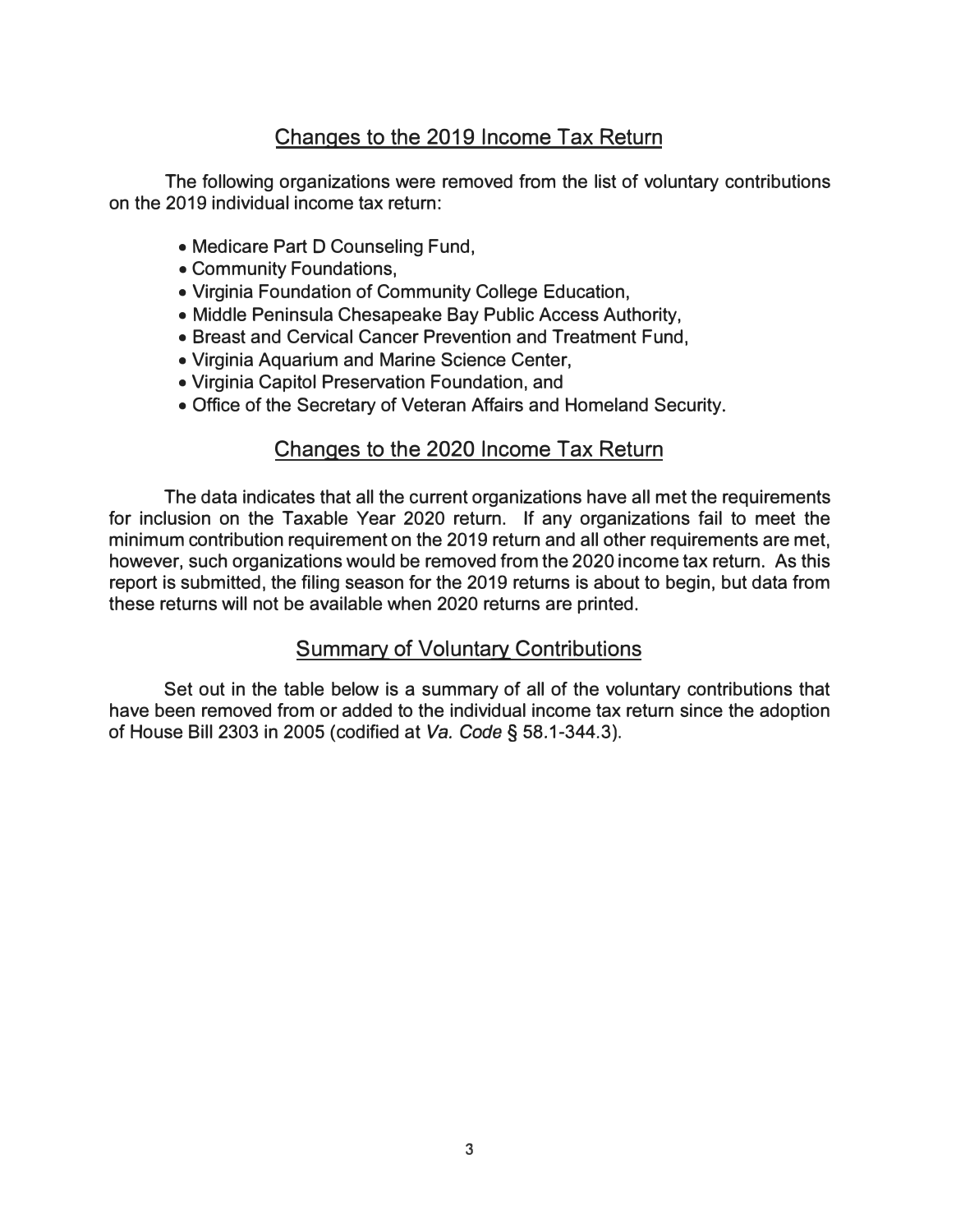## Changes to the 2019 Income Tax Return

The following organizations were removed from the list of voluntary contributions on the 2019 individual income tax return:

- Medicare Part D Counseling Fund,
- Community Foundations,
- Virginia Foundation of Community College Education,
- Middle Peninsula Chesapeake Bay Public Access Authority,
- Breast and Cervical Cancer Prevention and Treatment Fund,
- Virginia Aquarium and Marine Science Center,
- Virginia Capitol Preservation Foundation, and
- Office of the Secretary of Veteran Affairs and Homeland Security.

## Changes to the 2020 Income Tax Return

The data indicates that all the current organizations have all met the requirements for inclusion on the Taxable Year 2020 return. If any organizations fail to meet the minimum contribution requirement on the 2019 return and all other requirements are met, however, such organizations would be removed from the 2020 income tax return. As this report is submitted, the filing season for the 2019 returns is about to begin, but data from these returns will not be available when 2020 returns are printed.

## Summary of Voluntary Contributions

Set out in the table below is a summary of all of the voluntary contributions that have been removed from or added to the individual income tax return since the adoption of House Bill 2303 in 2005 (codified at *Va. Code* § 58.1-344.3).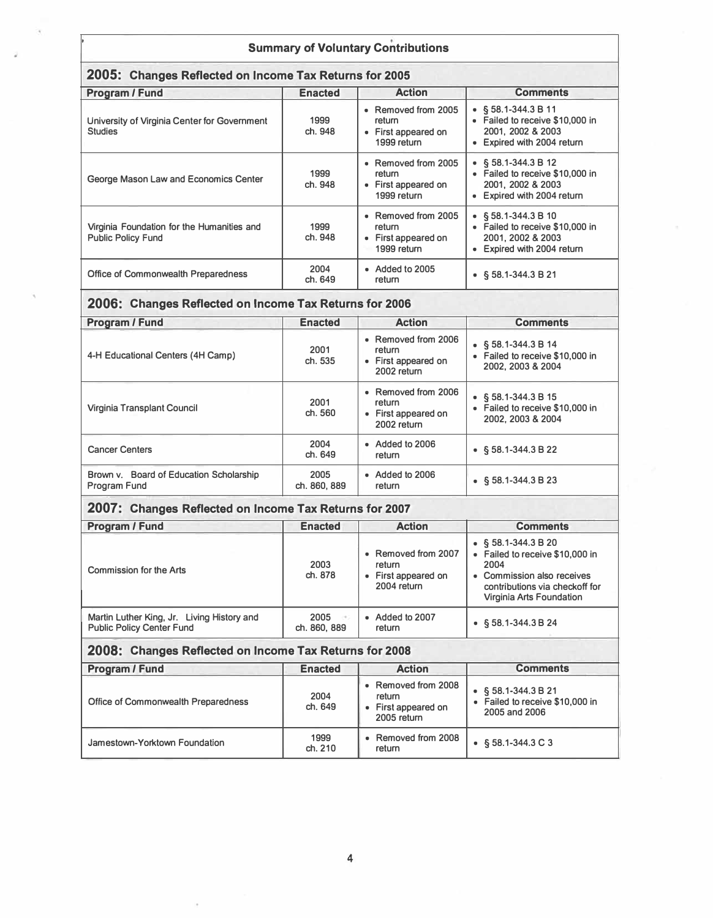## Summary of Voluntary Contributions

### 2005: Changes Reflected on Income Tax Returns for 2005

| Program / Fund | Enacted | Action | Comments |
|---|---|---|---|
| University of Virginia Center for Government Studies | 1999 ch. 948 | • Removed from 2005 return<br>• First appeared on 1999 return | • § 58.1-344.3 B 11<br>• Failed to receive $10,000 in 2001, 2002 & 2003<br>• Expired with 2004 return |
| George Mason Law and Economics Center | 1999 ch. 948 | • Removed from 2005 return<br>• First appeared on 1999 return | • § 58.1-344.3 B 12<br>• Failed to receive $10,000 in 2001, 2002 & 2003<br>• Expired with 2004 return |
| Virginia Foundation for the Humanities and Public Policy Fund | 1999 ch. 948 | • Removed from 2005 return<br>• First appeared on 1999 return | • § 58.1-344.3 B 10<br>• Failed to receive $10,000 in 2001, 2002 & 2003<br>• Expired with 2004 return |
| Office of Commonwealth Preparedness | 2004 ch. 649 | • Added to 2005 return | • § 58.1-344.3 B 21 |

### 2006: Changes Reflected on Income Tax Returns for 2006

| Program / Fund | Enacted | Action | Comments |
|---|---|---|---|
| 4-H Educational Centers (4H Camp) | 2001 ch. 535 | • Removed from 2006 return<br>• First appeared on 2002 return | • § 58.1-344.3 B 14<br>• Failed to receive $10,000 in 2002, 2003 & 2004 |
| Virginia Transplant Council | 2001 ch. 560 | • Removed from 2006 return<br>• First appeared on 2002 return | • § 58.1-344.3 B 15<br>• Failed to receive $10,000 in 2002, 2003 & 2004 |
| Cancer Centers | 2004 ch. 649 | • Added to 2006 return | • § 58.1-344.3 B 22 |
| Brown v. Board of Education Scholarship Program Fund | 2005 ch. 860, 889 | • Added to 2006 return | • § 58.1-344.3 B 23 |

### 2007: Changes Reflected on Income Tax Returns for 2007

| Program / Fund | Enacted | Action | Comments |
|---|---|---|---|
| Commission for the Arts | 2003 ch. 878 | • Removed from 2007 return<br>• First appeared on 2004 return | • § 58.1-344.3 B 20<br>• Failed to receive $10,000 in 2004<br>• Commission also receives contributions via checkoff for Virginia Arts Foundation |
| Martin Luther King, Jr. Living History and Public Policy Center Fund | 2005 ch. 860, 889 | • Added to 2007 return | • § 58.1-344.3 B 24 |

### 2008: Changes Reflected on Income Tax Returns for 2008

| Program / Fund | Enacted | Action | Comments |
|---|---|---|---|
| Office of Commonwealth Preparedness | 2004 ch. 649 | • Removed from 2008 return<br>• First appeared on 2005 return | • § 58.1-344.3 B 21<br>• Failed to receive $10,000 in 2005 and 2006 |
| Jamestown-Yorktown Foundation | 1999 ch. 210 | • Removed from 2008 return | • § 58.1-344.3 C 3 |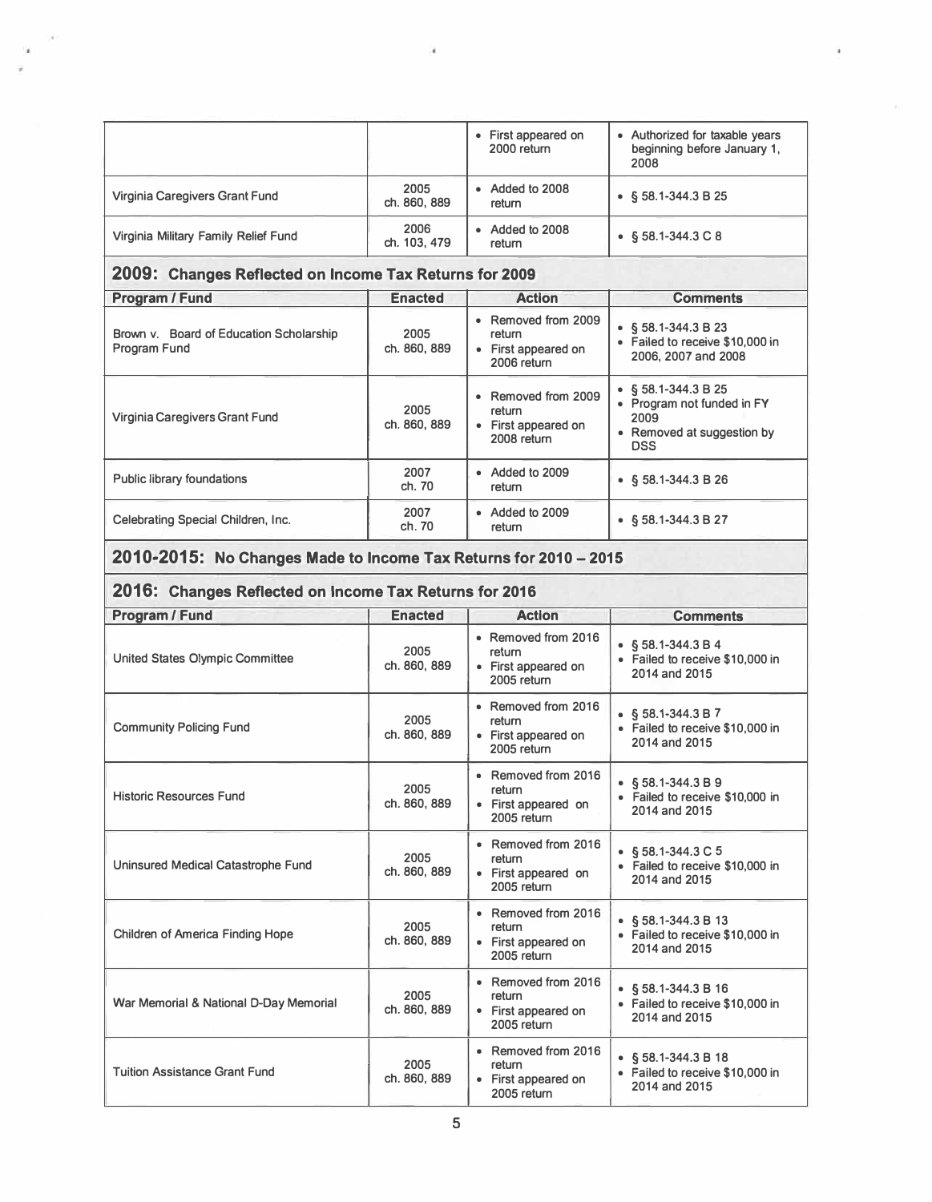| | | • First appeared on 2000 return | • Authorized for taxable years beginning before January 1, 2008 |
|---|---|---|---|
| Virginia Caregivers Grant Fund | 2005 ch. 860, 889 | • Added to 2008 return | • § 58.1-344.3 B 25 |
| Virginia Military Family Relief Fund | 2006 ch. 103, 479 | • Added to 2008 return | • § 58.1-344.3 C 8 |

## 2009: Changes Reflected on Income Tax Returns for 2009

| Program / Fund | Enacted | Action | Comments |
|---|---|---|---|
| Brown v. Board of Education Scholarship Program Fund | 2005 ch. 860, 889 | • Removed from 2009 return • First appeared on 2006 return | • § 58.1-344.3 B 23 • Failed to receive $10,000 in 2006, 2007 and 2008 |
| Virginia Caregivers Grant Fund | 2005 ch. 860, 889 | • Removed from 2009 return • First appeared on 2008 return | • § 58.1-344.3 B 25 • Program not funded in FY 2009 • Removed at suggestion by DSS |
| Public library foundations | 2007 ch. 70 | • Added to 2009 return | • § 58.1-344.3 B 26 |
| Celebrating Special Children, Inc. | 2007 ch. 70 | • Added to 2009 return | • § 58.1-344.3 B 27 |

## 2010-2015: No Changes Made to Income Tax Returns for 2010 – 2015

## 2016: Changes Reflected on Income Tax Returns for 2016

| Program / Fund | Enacted | Action | Comments |
|---|---|---|---|
| United States Olympic Committee | 2005 ch. 860, 889 | • Removed from 2016 return • First appeared on 2005 return | • § 58.1-344.3 B 4 • Failed to receive $10,000 in 2014 and 2015 |
| Community Policing Fund | 2005 ch. 860, 889 | • Removed from 2016 return • First appeared on 2005 return | • § 58.1-344.3 B 7 • Failed to receive $10,000 in 2014 and 2015 |
| Historic Resources Fund | 2005 ch. 860, 889 | • Removed from 2016 return • First appeared on 2005 return | • § 58.1-344.3 B 9 • Failed to receive $10,000 in 2014 and 2015 |
| Uninsured Medical Catastrophe Fund | 2005 ch. 860, 889 | • Removed from 2016 return • First appeared on 2005 return | • § 58.1-344.3 C 5 • Failed to receive $10,000 in 2014 and 2015 |
| Children of America Finding Hope | 2005 ch. 860, 889 | • Removed from 2016 return • First appeared on 2005 return | • § 58.1-344.3 B 13 • Failed to receive $10,000 in 2014 and 2015 |
| War Memorial & National D-Day Memorial | 2005 ch. 860, 889 | • Removed from 2016 return • First appeared on 2005 return | • § 58.1-344.3 B 16 • Failed to receive $10,000 in 2014 and 2015 |
| Tuition Assistance Grant Fund | 2005 ch. 860, 889 | • Removed from 2016 return • First appeared on 2005 return | • § 58.1-344.3 B 18 • Failed to receive $10,000 in 2014 and 2015 |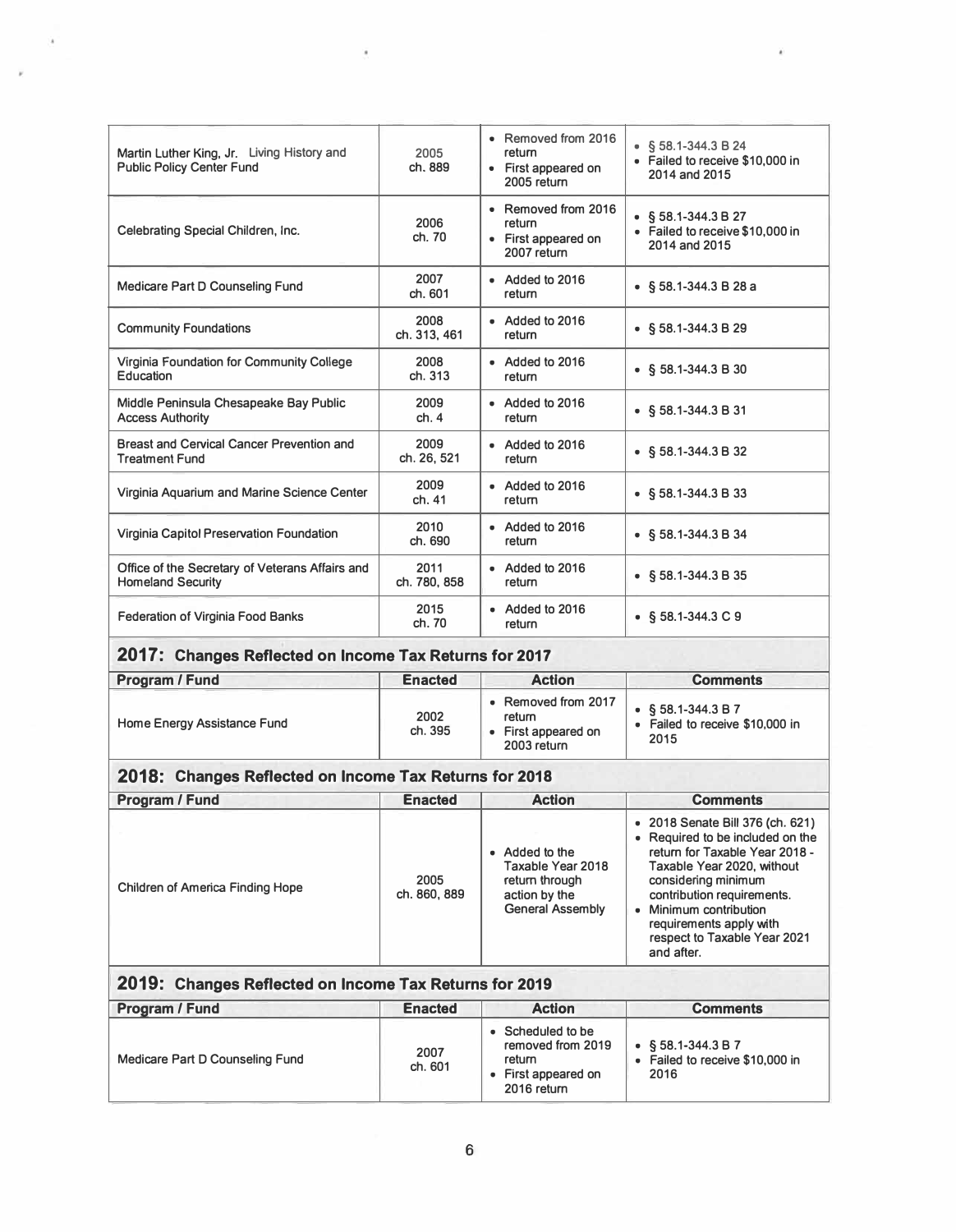| Program / Fund | Enacted | Action | Comments |
|---|---|---|---|
| Martin Luther King, Jr. Living History and Public Policy Center Fund | 2005 ch. 889 | • Removed from 2016 return<br>• First appeared on 2005 return | • § 58.1-344.3 B 24<br>• Failed to receive $10,000 in 2014 and 2015 |
| Celebrating Special Children, Inc. | 2006 ch. 70 | • Removed from 2016 return<br>• First appeared on 2007 return | • § 58.1-344.3 B 27<br>• Failed to receive $10,000 in 2014 and 2015 |
| Medicare Part D Counseling Fund | 2007 ch. 601 | • Added to 2016 return | • § 58.1-344.3 B 28 a |
| Community Foundations | 2008 ch. 313, 461 | • Added to 2016 return | • § 58.1-344.3 B 29 |
| Virginia Foundation for Community College Education | 2008 ch. 313 | • Added to 2016 return | • § 58.1-344.3 B 30 |
| Middle Peninsula Chesapeake Bay Public Access Authority | 2009 ch. 4 | • Added to 2016 return | • § 58.1-344.3 B 31 |
| Breast and Cervical Cancer Prevention and Treatment Fund | 2009 ch. 26, 521 | • Added to 2016 return | • § 58.1-344.3 B 32 |
| Virginia Aquarium and Marine Science Center | 2009 ch. 41 | • Added to 2016 return | • § 58.1-344.3 B 33 |
| Virginia Capitol Preservation Foundation | 2010 ch. 690 | • Added to 2016 return | • § 58.1-344.3 B 34 |
| Office of the Secretary of Veterans Affairs and Homeland Security | 2011 ch. 780, 858 | • Added to 2016 return | • § 58.1-344.3 B 35 |
| Federation of Virginia Food Banks | 2015 ch. 70 | • Added to 2016 return | • § 58.1-344.3 C 9 |

## 2017: Changes Reflected on Income Tax Returns for 2017

| Program / Fund | Enacted | Action | Comments |
|---|---|---|---|
| Home Energy Assistance Fund | 2002 ch. 395 | • Removed from 2017 return<br>• First appeared on 2003 return | • § 58.1-344.3 B 7<br>• Failed to receive $10,000 in 2015 |

## 2018: Changes Reflected on Income Tax Returns for 2018

| Program / Fund | Enacted | Action | Comments |
|---|---|---|---|
| Children of America Finding Hope | 2005 ch. 860, 889 | • Added to the Taxable Year 2018 return through action by the General Assembly | • 2018 Senate Bill 376 (ch. 621)<br>• Required to be included on the return for Taxable Year 2018 - Taxable Year 2020, without considering minimum contribution requirements.<br>• Minimum contribution requirements apply with respect to Taxable Year 2021 and after. |

## 2019: Changes Reflected on Income Tax Returns for 2019

| Program / Fund | Enacted | Action | Comments |
|---|---|---|---|
| Medicare Part D Counseling Fund | 2007 ch. 601 | • Scheduled to be removed from 2019 return<br>• First appeared on 2016 return | • § 58.1-344.3 B 7<br>• Failed to receive $10,000 in 2016 |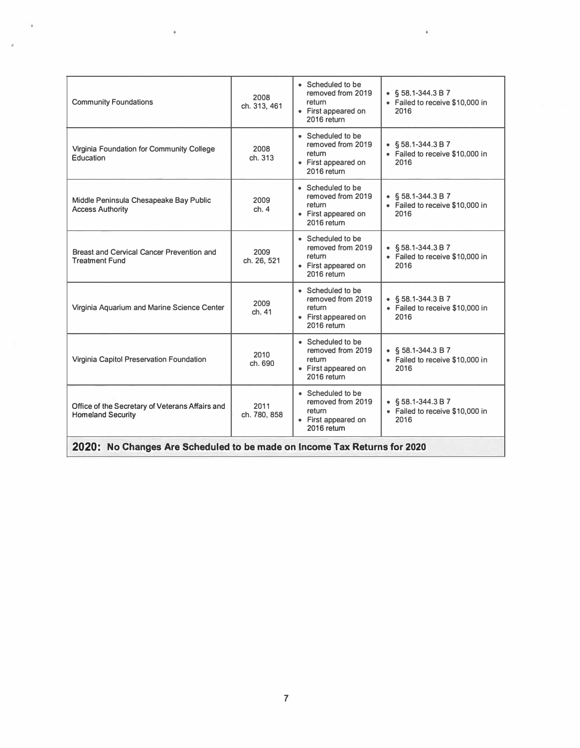| | | | |
|---|---|---|---|
| Community Foundations | 2008<br>ch. 313, 461 | • Scheduled to be removed from 2019 return<br>• First appeared on 2016 return | • § 58.1-344.3 B 7<br>• Failed to receive $10,000 in 2016 |
| Virginia Foundation for Community College Education | 2008<br>ch. 313 | • Scheduled to be removed from 2019 return<br>• First appeared on 2016 return | • § 58.1-344.3 B 7<br>• Failed to receive $10,000 in 2016 |
| Middle Peninsula Chesapeake Bay Public Access Authority | 2009<br>ch. 4 | • Scheduled to be removed from 2019 return<br>• First appeared on 2016 return | • § 58.1-344.3 B 7<br>• Failed to receive $10,000 in 2016 |
| Breast and Cervical Cancer Prevention and Treatment Fund | 2009<br>ch. 26, 521 | • Scheduled to be removed from 2019 return<br>• First appeared on 2016 return | • § 58.1-344.3 B 7<br>• Failed to receive $10,000 in 2016 |
| Virginia Aquarium and Marine Science Center | 2009<br>ch. 41 | • Scheduled to be removed from 2019 return<br>• First appeared on 2016 return | • § 58.1-344.3 B 7<br>• Failed to receive $10,000 in 2016 |
| Virginia Capitol Preservation Foundation | 2010<br>ch. 690 | • Scheduled to be removed from 2019 return<br>• First appeared on 2016 return | • § 58.1-344.3 B 7<br>• Failed to receive $10,000 in 2016 |
| Office of the Secretary of Veterans Affairs and Homeland Security | 2011<br>ch. 780, 858 | • Scheduled to be removed from 2019 return<br>• First appeared on 2016 return | • § 58.1-344.3 B 7<br>• Failed to receive $10,000 in 2016 |
| **2020: No Changes Are Scheduled to be made on Income Tax Returns for 2020** | | | |